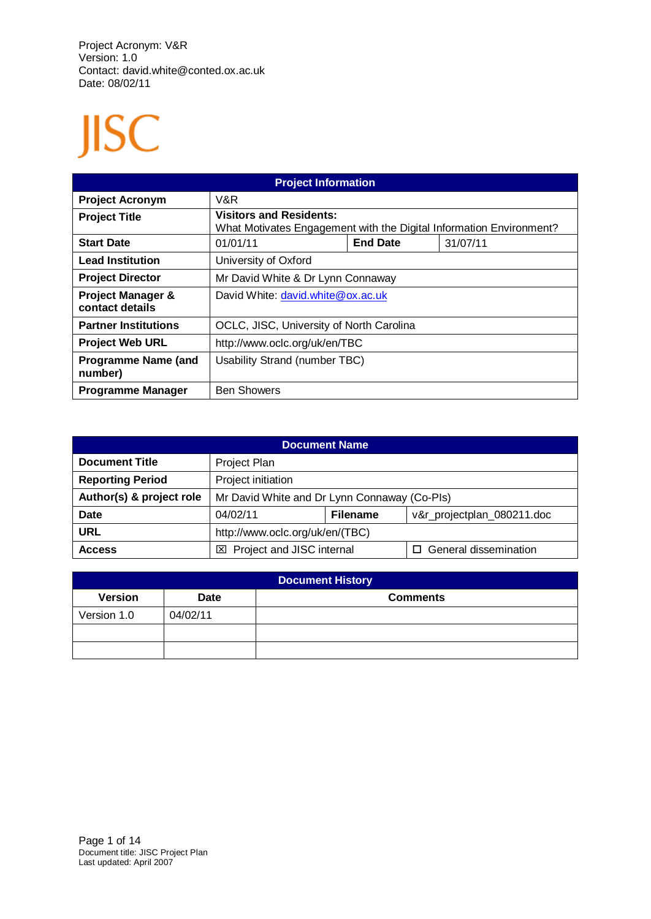Project Acronym: V&R
Version: 1.0
Contact: david.white@conted.ox.ac.uk
Date: 08/02/11

JISC

| Project Information | | | |
|---|---|---|---|
| **Project Acronym** | V&R | | |
| **Project Title** | **Visitors and Residents:** What Motivates Engagement with the Digital Information Environment? | | |
| **Start Date** | 01/01/11 | **End Date** | 31/07/11 |
| **Lead Institution** | University of Oxford | | |
| **Project Director** | Mr David White & Dr Lynn Connaway | | |
| **Project Manager & contact details** | David White: david.white@ox.ac.uk | | |
| **Partner Institutions** | OCLC, JISC, University of North Carolina | | |
| **Project Web URL** | http://www.oclc.org/uk/en/TBC | | |
| **Programme Name (and number)** | Usability Strand (number TBC) | | |
| **Programme Manager** | Ben Showers | | |

| Document Name | | | |
|---|---|---|---|
| **Document Title** | Project Plan | | |
| **Reporting Period** | Project initiation | | |
| **Author(s) & project role** | Mr David White and Dr Lynn Connaway (Co-PIs) | | |
| **Date** | 04/02/11 | **Filename** | v&r_projectplan_080211.doc |
| **URL** | http://www.oclc.org/uk/en/(TBC) | | |
| **Access** | ☒ Project and JISC internal | | ☐ General dissemination |

| Document History | | |
|---|---|---|
| **Version** | **Date** | **Comments** |
| Version 1.0 | 04/02/11 | |
| | | |
| | | |

Document title: JISC Project Plan
Last updated: April 2007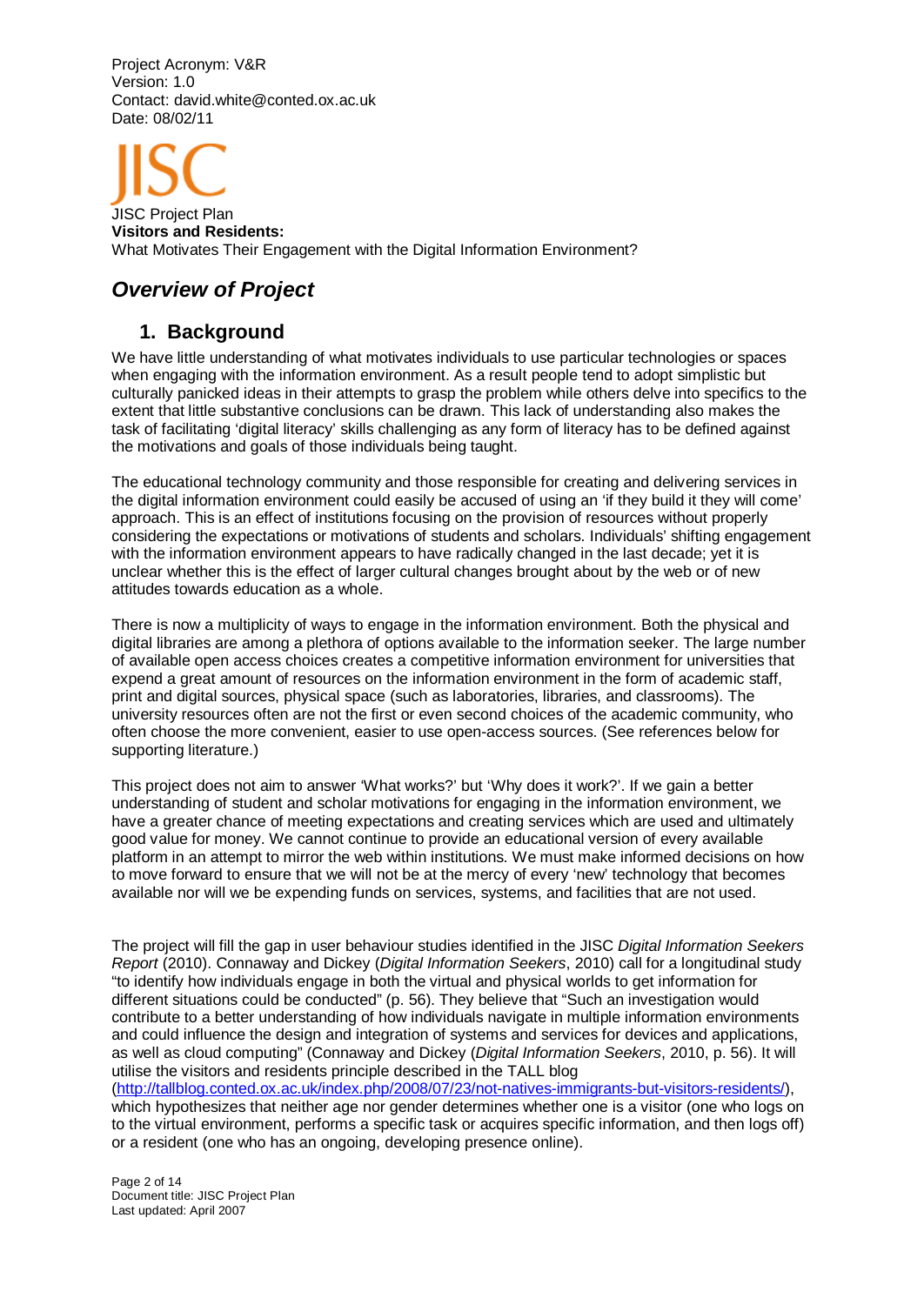Project Acronym: V&R
Version: 1.0
Contact: david.white@conted.ox.ac.uk
Date: 08/02/11

JISC

JISC Project Plan
**Visitors and Residents:**
What Motivates Their Engagement with the Digital Information Environment?

## *Overview of Project*

### 1. Background

We have little understanding of what motivates individuals to use particular technologies or spaces when engaging with the information environment. As a result people tend to adopt simplistic but culturally panicked ideas in their attempts to grasp the problem while others delve into specifics to the extent that little substantive conclusions can be drawn. This lack of understanding also makes the task of facilitating 'digital literacy' skills challenging as any form of literacy has to be defined against the motivations and goals of those individuals being taught.

The educational technology community and those responsible for creating and delivering services in the digital information environment could easily be accused of using an 'if they build it they will come' approach. This is an effect of institutions focusing on the provision of resources without properly considering the expectations or motivations of students and scholars. Individuals' shifting engagement with the information environment appears to have radically changed in the last decade; yet it is unclear whether this is the effect of larger cultural changes brought about by the web or of new attitudes towards education as a whole.

There is now a multiplicity of ways to engage in the information environment. Both the physical and digital libraries are among a plethora of options available to the information seeker. The large number of available open access choices creates a competitive information environment for universities that expend a great amount of resources on the information environment in the form of academic staff, print and digital sources, physical space (such as laboratories, libraries, and classrooms). The university resources often are not the first or even second choices of the academic community, who often choose the more convenient, easier to use open-access sources. (See references below for supporting literature.)

This project does not aim to answer 'What works?' but 'Why does it work?'. If we gain a better understanding of student and scholar motivations for engaging in the information environment, we have a greater chance of meeting expectations and creating services which are used and ultimately good value for money. We cannot continue to provide an educational version of every available platform in an attempt to mirror the web within institutions. We must make informed decisions on how to move forward to ensure that we will not be at the mercy of every 'new' technology that becomes available nor will we be expending funds on services, systems, and facilities that are not used.

The project will fill the gap in user behaviour studies identified in the JISC *Digital Information Seekers Report* (2010). Connaway and Dickey (*Digital Information Seekers*, 2010) call for a longitudinal study "to identify how individuals engage in both the virtual and physical worlds to get information for different situations could be conducted" (p. 56). They believe that "Such an investigation would contribute to a better understanding of how individuals navigate in multiple information environments and could influence the design and integration of systems and services for devices and applications, as well as cloud computing" (Connaway and Dickey (*Digital Information Seekers*, 2010, p. 56). It will utilise the visitors and residents principle described in the TALL blog (http://tallblog.conted.ox.ac.uk/index.php/2008/07/23/not-natives-immigrants-but-visitors-residents/), which hypothesizes that neither age nor gender determines whether one is a visitor (one who logs on to the virtual environment, performs a specific task or acquires specific information, and then logs off) or a resident (one who has an ongoing, developing presence online).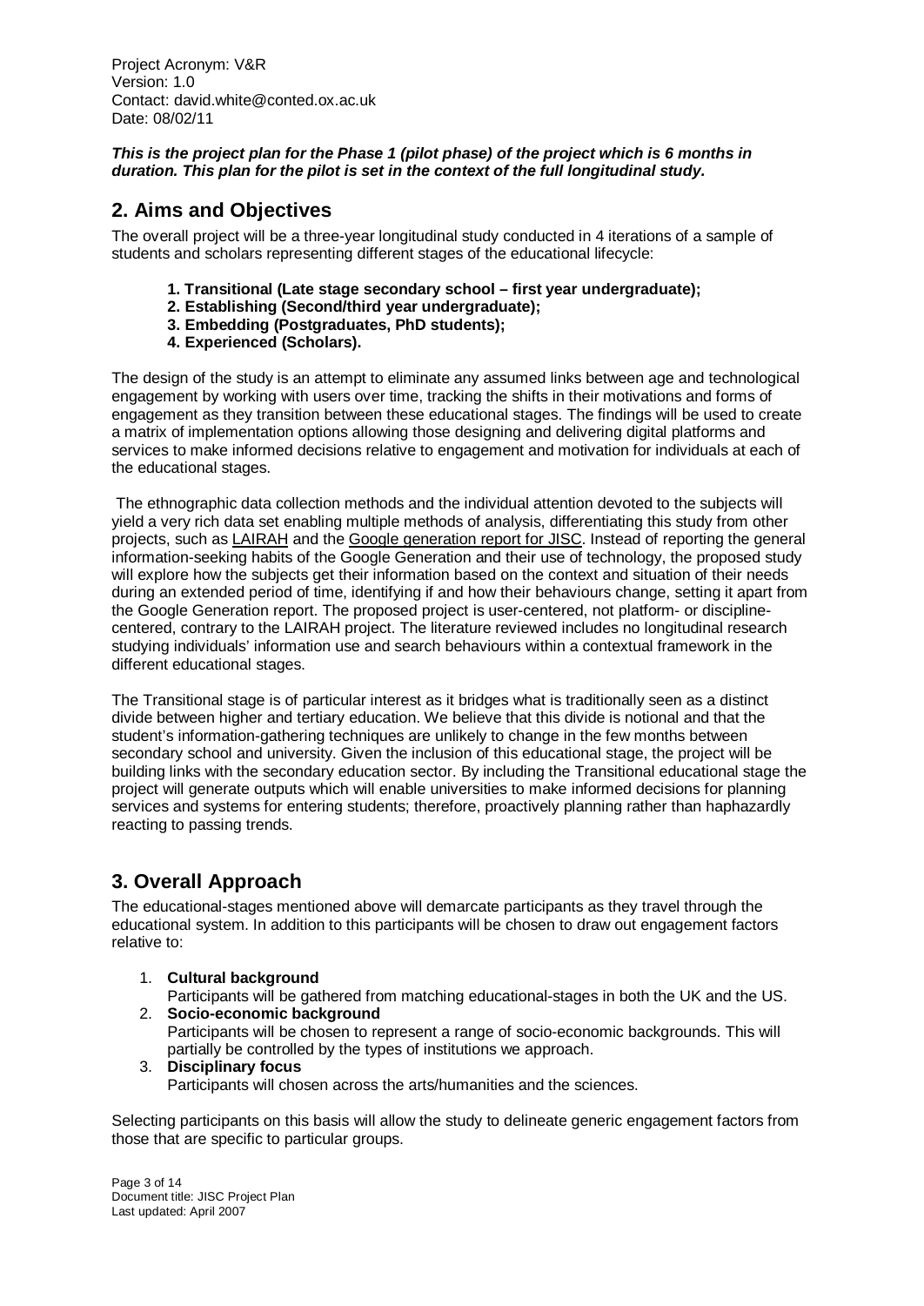Project Acronym: V&R
Version: 1.0
Contact: david.white@conted.ox.ac.uk
Date: 08/02/11

***This is the project plan for the Phase 1 (pilot phase) of the project which is 6 months in duration. This plan for the pilot is set in the context of the full longitudinal study.***

## 2. Aims and Objectives

The overall project will be a three-year longitudinal study conducted in 4 iterations of a sample of students and scholars representing different stages of the educational lifecycle:

1. **Transitional (Late stage secondary school – first year undergraduate);**
2. **Establishing (Second/third year undergraduate);**
3. **Embedding (Postgraduates, PhD students);**
4. **Experienced (Scholars).**

The design of the study is an attempt to eliminate any assumed links between age and technological engagement by working with users over time, tracking the shifts in their motivations and forms of engagement as they transition between these educational stages. The findings will be used to create a matrix of implementation options allowing those designing and delivering digital platforms and services to make informed decisions relative to engagement and motivation for individuals at each of the educational stages.

The ethnographic data collection methods and the individual attention devoted to the subjects will yield a very rich data set enabling multiple methods of analysis, differentiating this study from other projects, such as LAIRAH and the Google generation report for JISC. Instead of reporting the general information-seeking habits of the Google Generation and their use of technology, the proposed study will explore how the subjects get their information based on the context and situation of their needs during an extended period of time, identifying if and how their behaviours change, setting it apart from the Google Generation report. The proposed project is user-centered, not platform- or discipline-centered, contrary to the LAIRAH project. The literature reviewed includes no longitudinal research studying individuals' information use and search behaviours within a contextual framework in the different educational stages.

The Transitional stage is of particular interest as it bridges what is traditionally seen as a distinct divide between higher and tertiary education. We believe that this divide is notional and that the student's information-gathering techniques are unlikely to change in the few months between secondary school and university. Given the inclusion of this educational stage, the project will be building links with the secondary education sector. By including the Transitional educational stage the project will generate outputs which will enable universities to make informed decisions for planning services and systems for entering students; therefore, proactively planning rather than haphazardly reacting to passing trends.

## 3. Overall Approach

The educational-stages mentioned above will demarcate participants as they travel through the educational system. In addition to this participants will be chosen to draw out engagement factors relative to:

1. **Cultural background**
   Participants will be gathered from matching educational-stages in both the UK and the US.
2. **Socio-economic background**
   Participants will be chosen to represent a range of socio-economic backgrounds. This will partially be controlled by the types of institutions we approach.
3. **Disciplinary focus**
   Participants will chosen across the arts/humanities and the sciences.

Selecting participants on this basis will allow the study to delineate generic engagement factors from those that are specific to particular groups.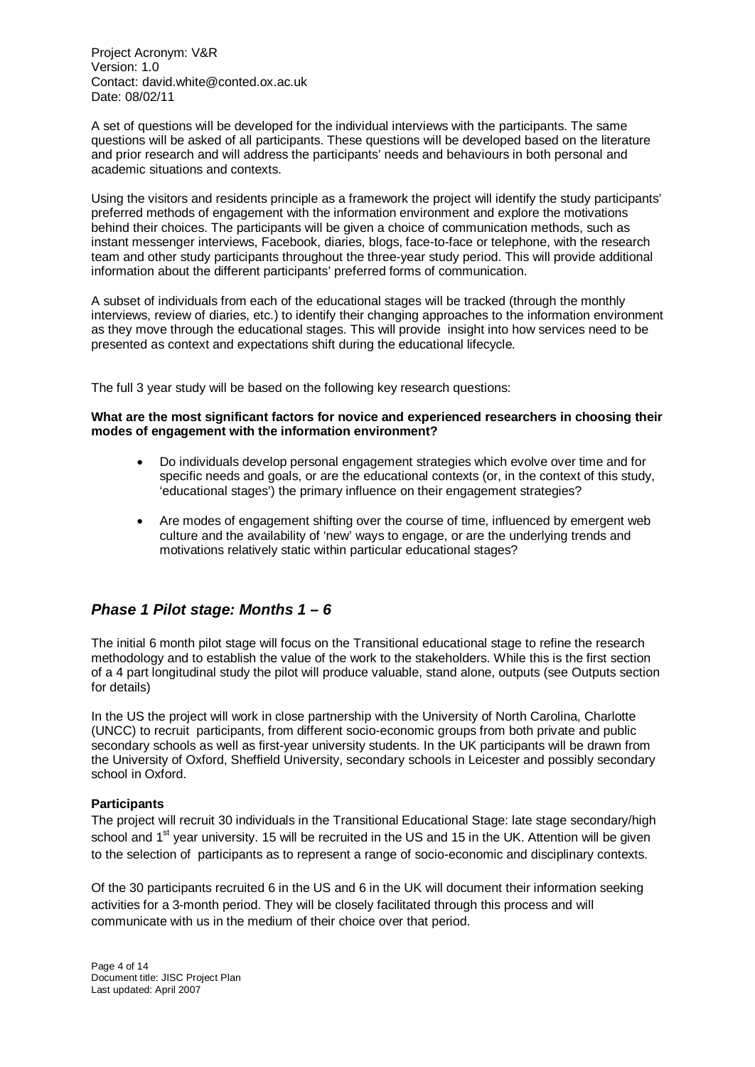A set of questions will be developed for the individual interviews with the participants. The same questions will be asked of all participants. These questions will be developed based on the literature and prior research and will address the participants' needs and behaviours in both personal and academic situations and contexts.

Using the visitors and residents principle as a framework the project will identify the study participants' preferred methods of engagement with the information environment and explore the motivations behind their choices. The participants will be given a choice of communication methods, such as instant messenger interviews, Facebook, diaries, blogs, face-to-face or telephone, with the research team and other study participants throughout the three-year study period. This will provide additional information about the different participants' preferred forms of communication.

A subset of individuals from each of the educational stages will be tracked (through the monthly interviews, review of diaries, etc.) to identify their changing approaches to the information environment as they move through the educational stages. This will provide insight into how services need to be presented as context and expectations shift during the educational lifecycle.

The full 3 year study will be based on the following key research questions:

**What are the most significant factors for novice and experienced researchers in choosing their modes of engagement with the information environment?**

- Do individuals develop personal engagement strategies which evolve over time and for specific needs and goals, or are the educational contexts (or, in the context of this study, 'educational stages') the primary influence on their engagement strategies?
- Are modes of engagement shifting over the course of time, influenced by emergent web culture and the availability of 'new' ways to engage, or are the underlying trends and motivations relatively static within particular educational stages?

## *Phase 1 Pilot stage: Months 1 – 6*

The initial 6 month pilot stage will focus on the Transitional educational stage to refine the research methodology and to establish the value of the work to the stakeholders. While this is the first section of a 4 part longitudinal study the pilot will produce valuable, stand alone, outputs (see Outputs section for details)

In the US the project will work in close partnership with the University of North Carolina, Charlotte (UNCC) to recruit participants, from different socio-economic groups from both private and public secondary schools as well as first-year university students. In the UK participants will be drawn from the University of Oxford, Sheffield University, secondary schools in Leicester and possibly secondary school in Oxford.

**Participants**

The project will recruit 30 individuals in the Transitional Educational Stage: late stage secondary/high school and 1st year university. 15 will be recruited in the US and 15 in the UK. Attention will be given to the selection of participants as to represent a range of socio-economic and disciplinary contexts.

Of the 30 participants recruited 6 in the US and 6 in the UK will document their information seeking activities for a 3-month period. They will be closely facilitated through this process and will communicate with us in the medium of their choice over that period.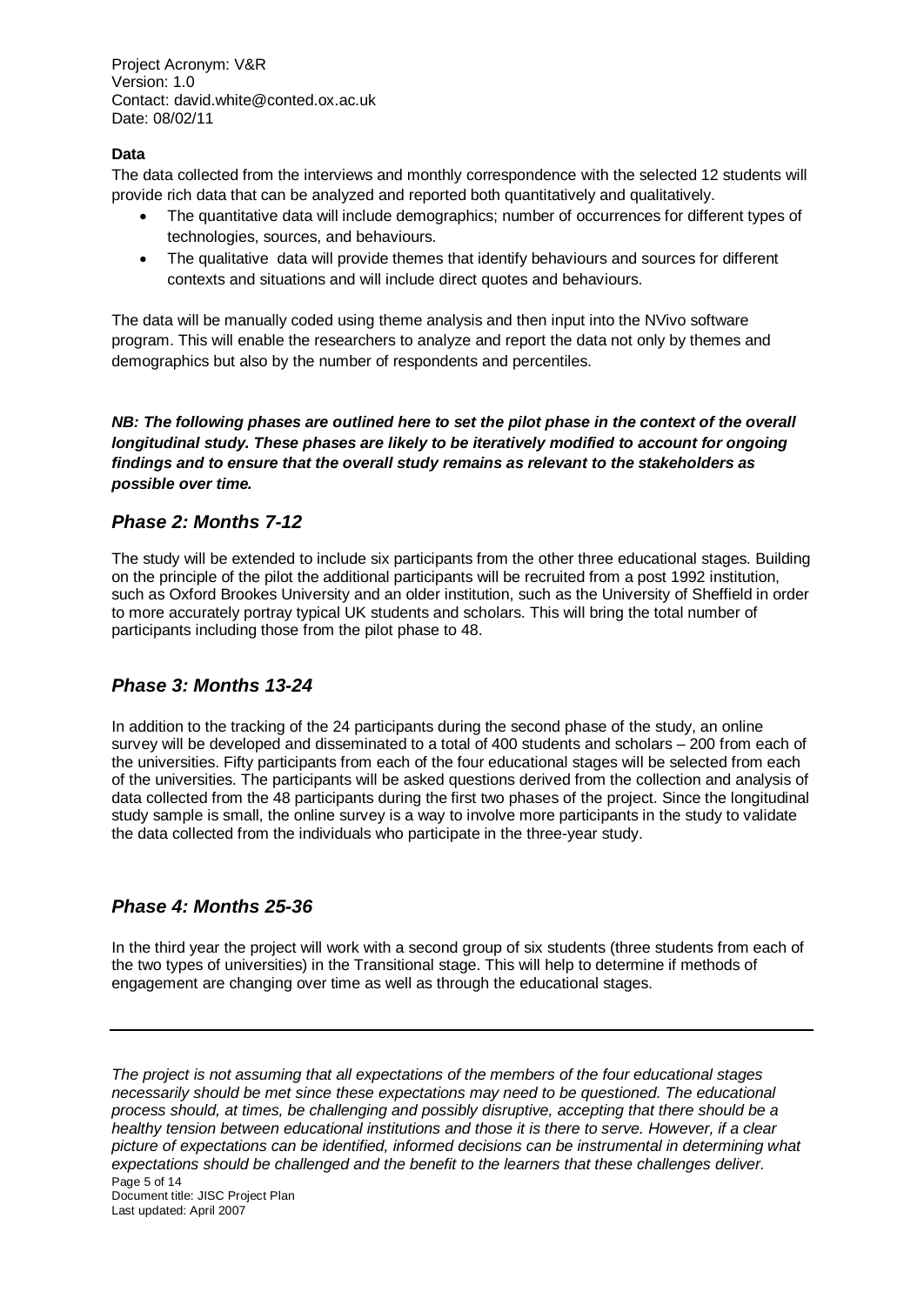**Data**

The data collected from the interviews and monthly correspondence with the selected 12 students will provide rich data that can be analyzed and reported both quantitatively and qualitatively.

- The quantitative data will include demographics; number of occurrences for different types of technologies, sources, and behaviours.
- The qualitative data will provide themes that identify behaviours and sources for different contexts and situations and will include direct quotes and behaviours.

The data will be manually coded using theme analysis and then input into the NVivo software program. This will enable the researchers to analyze and report the data not only by themes and demographics but also by the number of respondents and percentiles.

***NB: The following phases are outlined here to set the pilot phase in the context of the overall longitudinal study. These phases are likely to be iteratively modified to account for ongoing findings and to ensure that the overall study remains as relevant to the stakeholders as possible over time.***

## *Phase 2: Months 7-12*

The study will be extended to include six participants from the other three educational stages. Building on the principle of the pilot the additional participants will be recruited from a post 1992 institution, such as Oxford Brookes University and an older institution, such as the University of Sheffield in order to more accurately portray typical UK students and scholars. This will bring the total number of participants including those from the pilot phase to 48.

## *Phase 3: Months 13-24*

In addition to the tracking of the 24 participants during the second phase of the study, an online survey will be developed and disseminated to a total of 400 students and scholars – 200 from each of the universities. Fifty participants from each of the four educational stages will be selected from each of the universities. The participants will be asked questions derived from the collection and analysis of data collected from the 48 participants during the first two phases of the project. Since the longitudinal study sample is small, the online survey is a way to involve more participants in the study to validate the data collected from the individuals who participate in the three-year study.

## *Phase 4: Months 25-36*

In the third year the project will work with a second group of six students (three students from each of the two types of universities) in the Transitional stage. This will help to determine if methods of engagement are changing over time as well as through the educational stages.

---

*The project is not assuming that all expectations of the members of the four educational stages necessarily should be met since these expectations may need to be questioned. The educational process should, at times, be challenging and possibly disruptive, accepting that there should be a healthy tension between educational institutions and those it is there to serve. However, if a clear picture of expectations can be identified, informed decisions can be instrumental in determining what expectations should be challenged and the benefit to the learners that these challenges deliver.*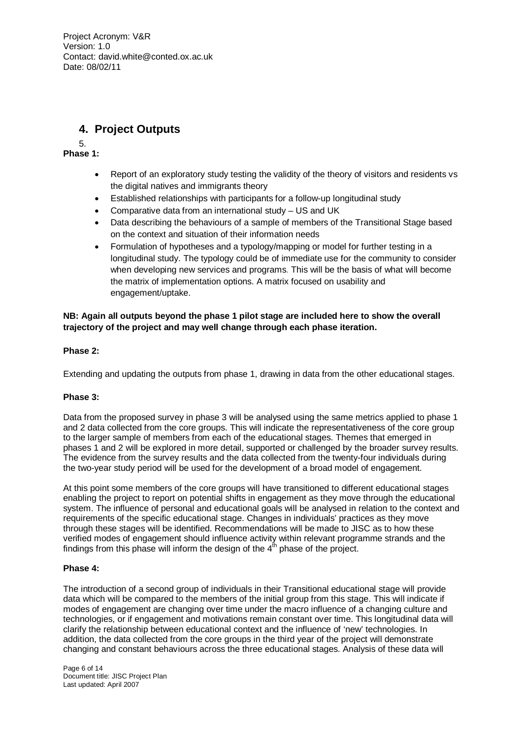## 4. Project Outputs

5.

**Phase 1:**

- Report of an exploratory study testing the validity of the theory of visitors and residents vs the digital natives and immigrants theory
- Established relationships with participants for a follow-up longitudinal study
- Comparative data from an international study – US and UK
- Data describing the behaviours of a sample of members of the Transitional Stage based on the context and situation of their information needs
- Formulation of hypotheses and a typology/mapping or model for further testing in a longitudinal study. The typology could be of immediate use for the community to consider when developing new services and programs. This will be the basis of what will become the matrix of implementation options. A matrix focused on usability and engagement/uptake.

**NB: Again all outputs beyond the phase 1 pilot stage are included here to show the overall trajectory of the project and may well change through each phase iteration.**

**Phase 2:**

Extending and updating the outputs from phase 1, drawing in data from the other educational stages.

**Phase 3:**

Data from the proposed survey in phase 3 will be analysed using the same metrics applied to phase 1 and 2 data collected from the core groups. This will indicate the representativeness of the core group to the larger sample of members from each of the educational stages. Themes that emerged in phases 1 and 2 will be explored in more detail, supported or challenged by the broader survey results. The evidence from the survey results and the data collected from the twenty-four individuals during the two-year study period will be used for the development of a broad model of engagement.

At this point some members of the core groups will have transitioned to different educational stages enabling the project to report on potential shifts in engagement as they move through the educational system. The influence of personal and educational goals will be analysed in relation to the context and requirements of the specific educational stage. Changes in individuals' practices as they move through these stages will be identified. Recommendations will be made to JISC as to how these verified modes of engagement should influence activity within relevant programme strands and the findings from this phase will inform the design of the 4th phase of the project.

**Phase 4:**

The introduction of a second group of individuals in their Transitional educational stage will provide data which will be compared to the members of the initial group from this stage. This will indicate if modes of engagement are changing over time under the macro influence of a changing culture and technologies, or if engagement and motivations remain constant over time. This longitudinal data will clarify the relationship between educational context and the influence of 'new' technologies. In addition, the data collected from the core groups in the third year of the project will demonstrate changing and constant behaviours across the three educational stages. Analysis of these data will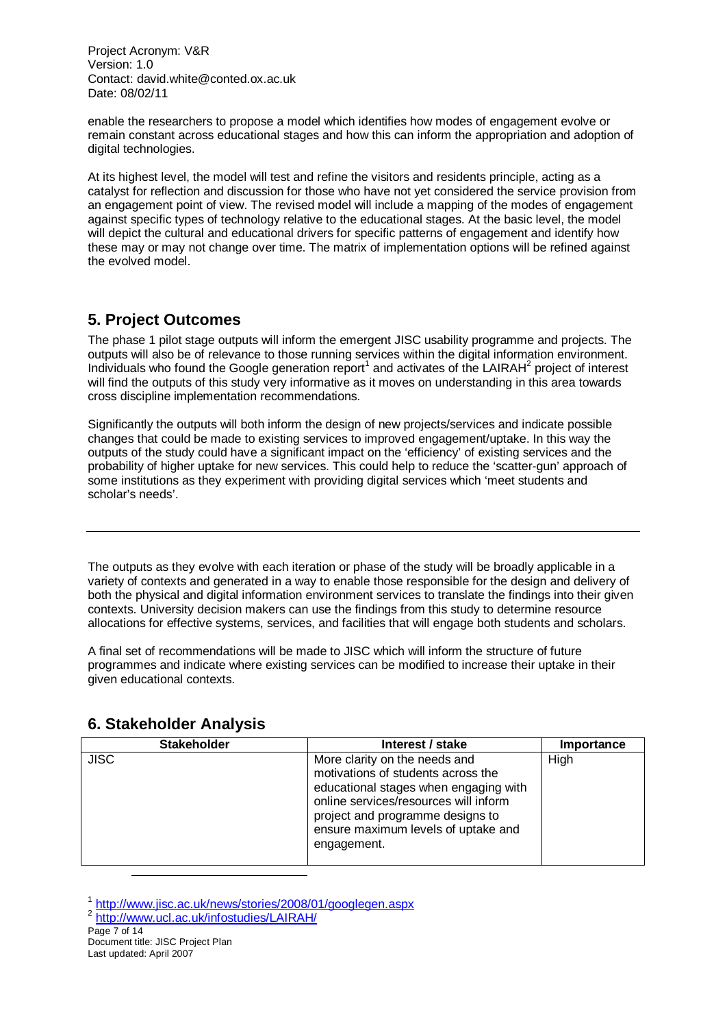enable the researchers to propose a model which identifies how modes of engagement evolve or remain constant across educational stages and how this can inform the appropriation and adoption of digital technologies.

At its highest level, the model will test and refine the visitors and residents principle, acting as a catalyst for reflection and discussion for those who have not yet considered the service provision from an engagement point of view. The revised model will include a mapping of the modes of engagement against specific types of technology relative to the educational stages. At the basic level, the model will depict the cultural and educational drivers for specific patterns of engagement and identify how these may or may not change over time. The matrix of implementation options will be refined against the evolved model.

## 5. Project Outcomes

The phase 1 pilot stage outputs will inform the emergent JISC usability programme and projects. The outputs will also be of relevance to those running services within the digital information environment. Individuals who found the Google generation report[1] and activates of the LAIRAH[2] project of interest will find the outputs of this study very informative as it moves on understanding in this area towards cross discipline implementation recommendations.

Significantly the outputs will both inform the design of new projects/services and indicate possible changes that could be made to existing services to improved engagement/uptake. In this way the outputs of the study could have a significant impact on the 'efficiency' of existing services and the probability of higher uptake for new services. This could help to reduce the 'scatter-gun' approach of some institutions as they experiment with providing digital services which 'meet students and scholar's needs'.

---

The outputs as they evolve with each iteration or phase of the study will be broadly applicable in a variety of contexts and generated in a way to enable those responsible for the design and delivery of both the physical and digital information environment services to translate the findings into their given contexts. University decision makers can use the findings from this study to determine resource allocations for effective systems, services, and facilities that will engage both students and scholars.

A final set of recommendations will be made to JISC which will inform the structure of future programmes and indicate where existing services can be modified to increase their uptake in their given educational contexts.

## 6. Stakeholder Analysis

| Stakeholder | Interest / stake | Importance |
| --- | --- | --- |
| JISC | More clarity on the needs and motivations of students across the educational stages when engaging with online services/resources will inform project and programme designs to ensure maximum levels of uptake and engagement. | High |

[1] http://www.jisc.ac.uk/news/stories/2008/01/googlegen.aspx
[2] http://www.ucl.ac.uk/infostudies/LAIRAH/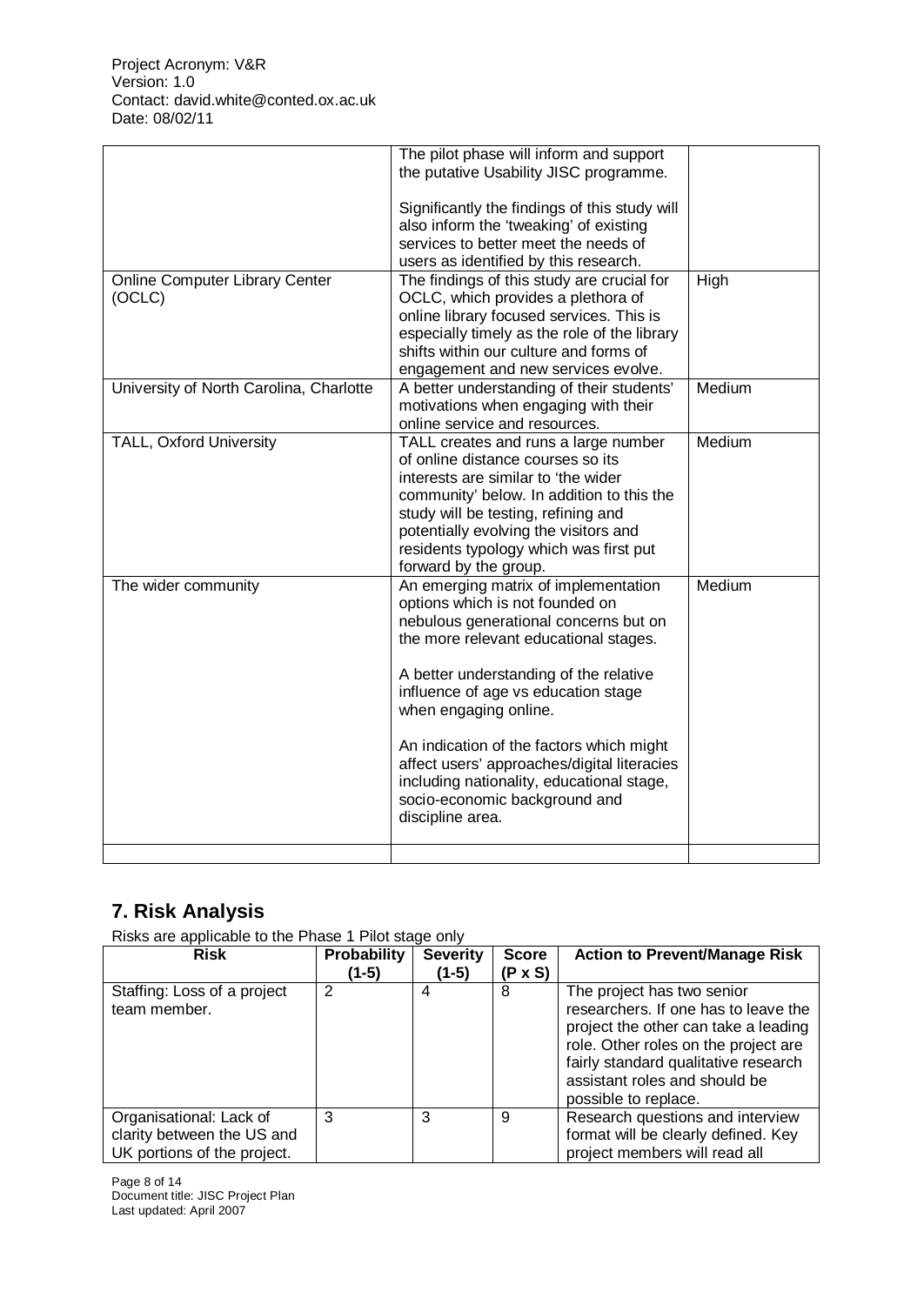| | | |
|---|---|---|
| | The pilot phase will inform and support the putative Usability JISC programme.<br><br>Significantly the findings of this study will also inform the 'tweaking' of existing services to better meet the needs of users as identified by this research. | |
| Online Computer Library Center (OCLC) | The findings of this study are crucial for OCLC, which provides a plethora of online library focused services. This is especially timely as the role of the library shifts within our culture and forms of engagement and new services evolve. | High |
| University of North Carolina, Charlotte | A better understanding of their students' motivations when engaging with their online service and resources. | Medium |
| TALL, Oxford University | TALL creates and runs a large number of online distance courses so its interests are similar to 'the wider community' below. In addition to this the study will be testing, refining and potentially evolving the visitors and residents typology which was first put forward by the group. | Medium |
| The wider community | An emerging matrix of implementation options which is not founded on nebulous generational concerns but on the more relevant educational stages.<br><br>A better understanding of the relative influence of age vs education stage when engaging online.<br><br>An indication of the factors which might affect users' approaches/digital literacies including nationality, educational stage, socio-economic background and discipline area. | Medium |
| | | |

## 7. Risk Analysis

Risks are applicable to the Phase 1 Pilot stage only

| Risk | Probability (1-5) | Severity (1-5) | Score (P x S) | Action to Prevent/Manage Risk |
|---|---|---|---|---|
| Staffing: Loss of a project team member. | 2 | 4 | 8 | The project has two senior researchers. If one has to leave the project the other can take a leading role. Other roles on the project are fairly standard qualitative research assistant roles and should be possible to replace. |
| Organisational: Lack of clarity between the US and UK portions of the project. | 3 | 3 | 9 | Research questions and interview format will be clearly defined. Key project members will read all |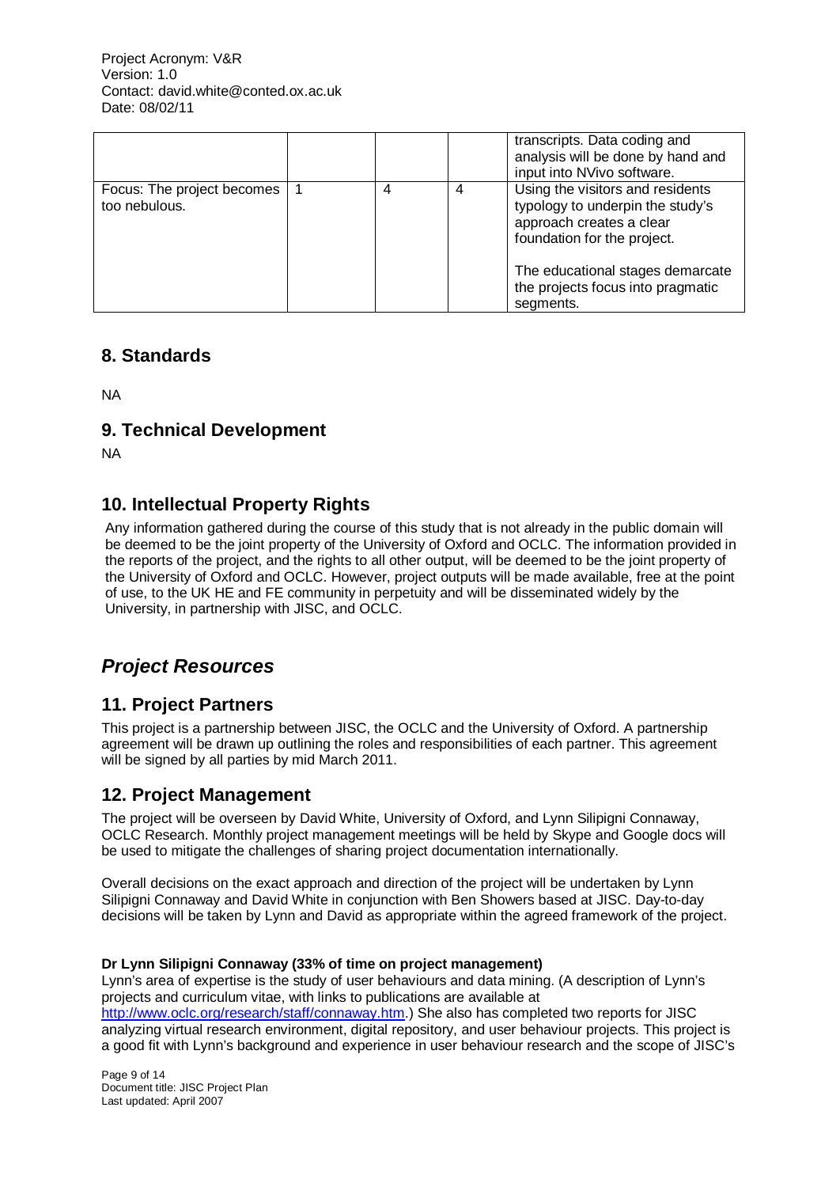| | | | | |
|---|---|---|---|---|
| | | | | transcripts. Data coding and analysis will be done by hand and input into NVivo software. |
| Focus: The project becomes too nebulous. | 1 | 4 | 4 | Using the visitors and residents typology to underpin the study's approach creates a clear foundation for the project.<br><br>The educational stages demarcate the projects focus into pragmatic segments. |

## 8. Standards

NA

## 9. Technical Development

NA

## 10. Intellectual Property Rights

Any information gathered during the course of this study that is not already in the public domain will be deemed to be the joint property of the University of Oxford and OCLC. The information provided in the reports of the project, and the rights to all other output, will be deemed to be the joint property of the University of Oxford and OCLC. However, project outputs will be made available, free at the point of use, to the UK HE and FE community in perpetuity and will be disseminated widely by the University, in partnership with JISC, and OCLC.

# *Project Resources*

## 11. Project Partners

This project is a partnership between JISC, the OCLC and the University of Oxford. A partnership agreement will be drawn up outlining the roles and responsibilities of each partner. This agreement will be signed by all parties by mid March 2011.

## 12. Project Management

The project will be overseen by David White, University of Oxford, and Lynn Silipigni Connaway, OCLC Research. Monthly project management meetings will be held by Skype and Google docs will be used to mitigate the challenges of sharing project documentation internationally.

Overall decisions on the exact approach and direction of the project will be undertaken by Lynn Silipigni Connaway and David White in conjunction with Ben Showers based at JISC. Day-to-day decisions will be taken by Lynn and David as appropriate within the agreed framework of the project.

**Dr Lynn Silipigni Connaway (33% of time on project management)**

Lynn's area of expertise is the study of user behaviours and data mining. (A description of Lynn's projects and curriculum vitae, with links to publications are available at [http://www.oclc.org/research/staff/connaway.htm](http://www.oclc.org/research/staff/connaway.htm).) She also has completed two reports for JISC analyzing virtual research environment, digital repository, and user behaviour projects. This project is a good fit with Lynn's background and experience in user behaviour research and the scope of JISC's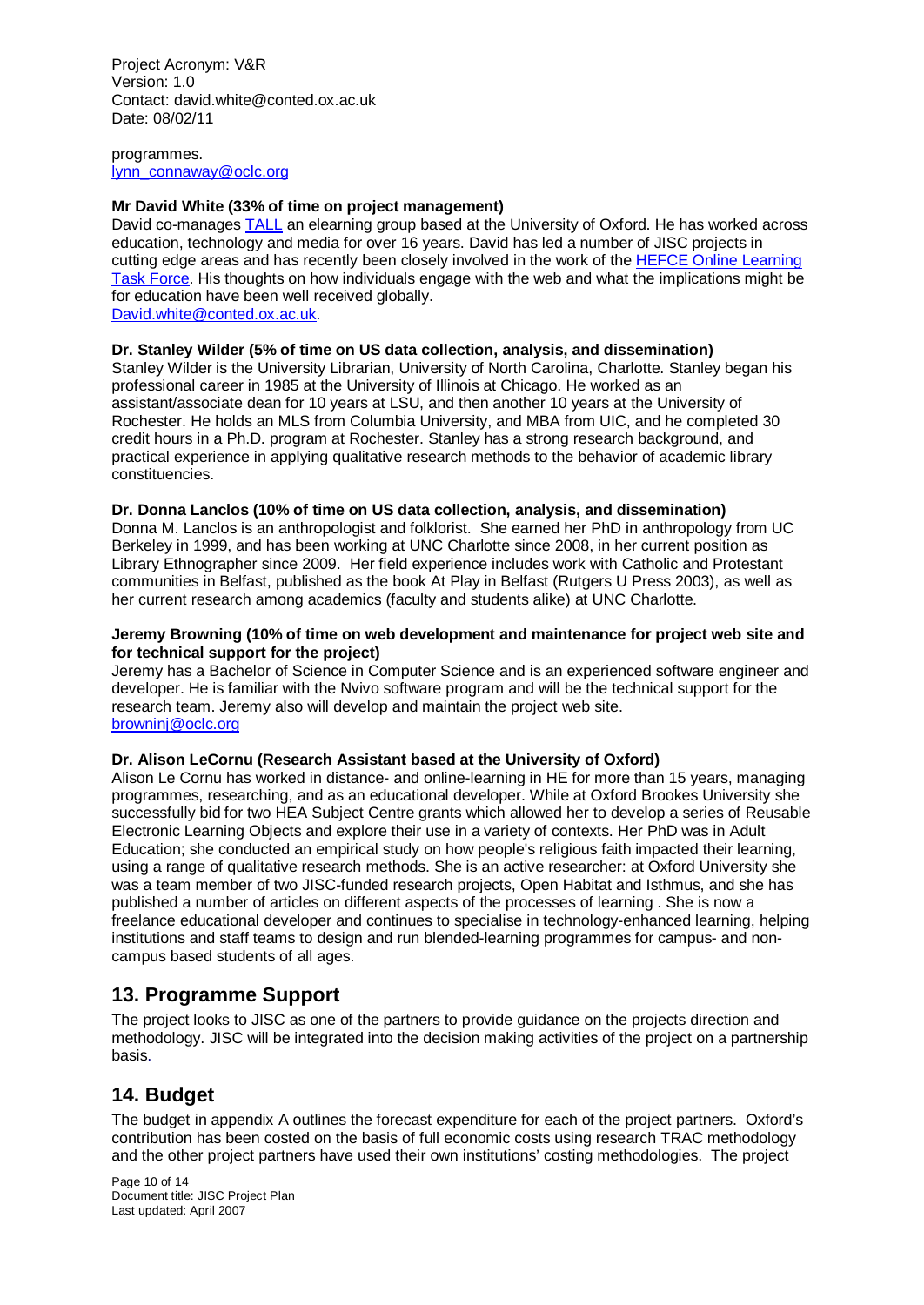programmes.
[lynn_connaway@oclc.org](mailto:lynn_connaway@oclc.org)

**Mr David White (33% of time on project management)**
David co-manages [TALL](#) an elearning group based at the University of Oxford. He has worked across education, technology and media for over 16 years. David has led a number of JISC projects in cutting edge areas and has recently been closely involved in the work of the [HEFCE Online Learning Task Force](#). His thoughts on how individuals engage with the web and what the implications might be for education have been well received globally.
[David.white@conted.ox.ac.uk](mailto:David.white@conted.ox.ac.uk).

**Dr. Stanley Wilder (5% of time on US data collection, analysis, and dissemination)**
Stanley Wilder is the University Librarian, University of North Carolina, Charlotte. Stanley began his professional career in 1985 at the University of Illinois at Chicago. He worked as an assistant/associate dean for 10 years at LSU, and then another 10 years at the University of Rochester. He holds an MLS from Columbia University, and MBA from UIC, and he completed 30 credit hours in a Ph.D. program at Rochester. Stanley has a strong research background, and practical experience in applying qualitative research methods to the behavior of academic library constituencies.

**Dr. Donna Lanclos (10% of time on US data collection, analysis, and dissemination)**
Donna M. Lanclos is an anthropologist and folklorist. She earned her PhD in anthropology from UC Berkeley in 1999, and has been working at UNC Charlotte since 2008, in her current position as Library Ethnographer since 2009. Her field experience includes work with Catholic and Protestant communities in Belfast, published as the book At Play in Belfast (Rutgers U Press 2003), as well as her current research among academics (faculty and students alike) at UNC Charlotte.

**Jeremy Browning (10% of time on web development and maintenance for project web site and for technical support for the project)**
Jeremy has a Bachelor of Science in Computer Science and is an experienced software engineer and developer. He is familiar with the Nvivo software program and will be the technical support for the research team. Jeremy also will develop and maintain the project web site.
[browninj@oclc.org](mailto:browninj@oclc.org)

**Dr. Alison LeCornu (Research Assistant based at the University of Oxford)**
Alison Le Cornu has worked in distance- and online-learning in HE for more than 15 years, managing programmes, researching, and as an educational developer. While at Oxford Brookes University she successfully bid for two HEA Subject Centre grants which allowed her to develop a series of Reusable Electronic Learning Objects and explore their use in a variety of contexts. Her PhD was in Adult Education; she conducted an empirical study on how people's religious faith impacted their learning, using a range of qualitative research methods. She is an active researcher: at Oxford University she was a team member of two JISC-funded research projects, Open Habitat and Isthmus, and she has published a number of articles on different aspects of the processes of learning . She is now a freelance educational developer and continues to specialise in technology-enhanced learning, helping institutions and staff teams to design and run blended-learning programmes for campus- and non-campus based students of all ages.

## 13. Programme Support

The project looks to JISC as one of the partners to provide guidance on the projects direction and methodology. JISC will be integrated into the decision making activities of the project on a partnership basis.

## 14. Budget

The budget in appendix A outlines the forecast expenditure for each of the project partners. Oxford's contribution has been costed on the basis of full economic costs using research TRAC methodology and the other project partners have used their own institutions' costing methodologies. The project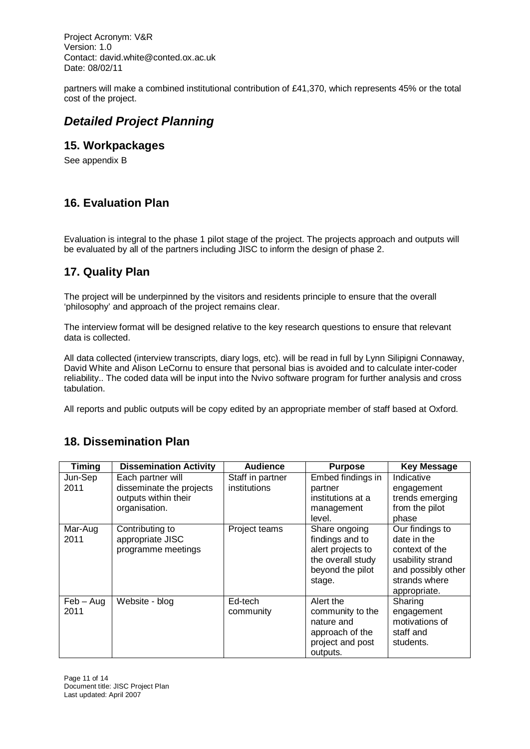partners will make a combined institutional contribution of £41,370, which represents 45% or the total cost of the project.

## *Detailed Project Planning*

### 15. Workpackages

See appendix B

### 16. Evaluation Plan

Evaluation is integral to the phase 1 pilot stage of the project. The projects approach and outputs will be evaluated by all of the partners including JISC to inform the design of phase 2.

### 17. Quality Plan

The project will be underpinned by the visitors and residents principle to ensure that the overall 'philosophy' and approach of the project remains clear.

The interview format will be designed relative to the key research questions to ensure that relevant data is collected.

All data collected (interview transcripts, diary logs, etc). will be read in full by Lynn Silipigni Connaway, David White and Alison LeCornu to ensure that personal bias is avoided and to calculate inter-coder reliability.. The coded data will be input into the Nvivo software program for further analysis and cross tabulation.

All reports and public outputs will be copy edited by an appropriate member of staff based at Oxford.

### 18. Dissemination Plan

| Timing | Dissemination Activity | Audience | Purpose | Key Message |
|---|---|---|---|---|
| Jun-Sep 2011 | Each partner will disseminate the projects outputs within their organisation. | Staff in partner institutions | Embed findings in partner institutions at a management level. | Indicative engagement trends emerging from the pilot phase |
| Mar-Aug 2011 | Contributing to appropriate JISC programme meetings | Project teams | Share ongoing findings and to alert projects to the overall study beyond the pilot stage. | Our findings to date in the context of the usability strand and possibly other strands where appropriate. |
| Feb – Aug 2011 | Website - blog | Ed-tech community | Alert the community to the nature and approach of the project and post outputs. | Sharing engagement motivations of staff and students. |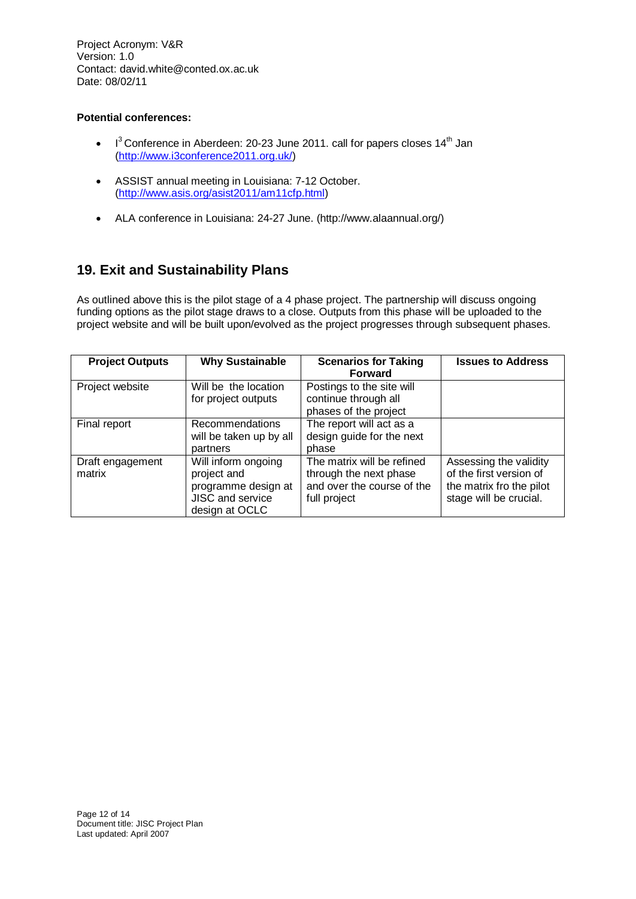**Potential conferences:**

- $I^3$ Conference in Aberdeen: 20-23 June 2011. call for papers closes 14th Jan (http://www.i3conference2011.org.uk/)
- ASSIST annual meeting in Louisiana: 7-12 October. (http://www.asis.org/asist2011/am11cfp.html)
- ALA conference in Louisiana: 24-27 June. (http://www.alaannual.org/)

## 19. Exit and Sustainability Plans

As outlined above this is the pilot stage of a 4 phase project. The partnership will discuss ongoing funding options as the pilot stage draws to a close. Outputs from this phase will be uploaded to the project website and will be built upon/evolved as the project progresses through subsequent phases.

| Project Outputs | Why Sustainable | Scenarios for Taking Forward | Issues to Address |
|---|---|---|---|
| Project website | Will be the location for project outputs | Postings to the site will continue through all phases of the project | |
| Final report | Recommendations will be taken up by all partners | The report will act as a design guide for the next phase | |
| Draft engagement matrix | Will inform ongoing project and programme design at JISC and service design at OCLC | The matrix will be refined through the next phase and over the course of the full project | Assessing the validity of the first version of the matrix fro the pilot stage will be crucial. |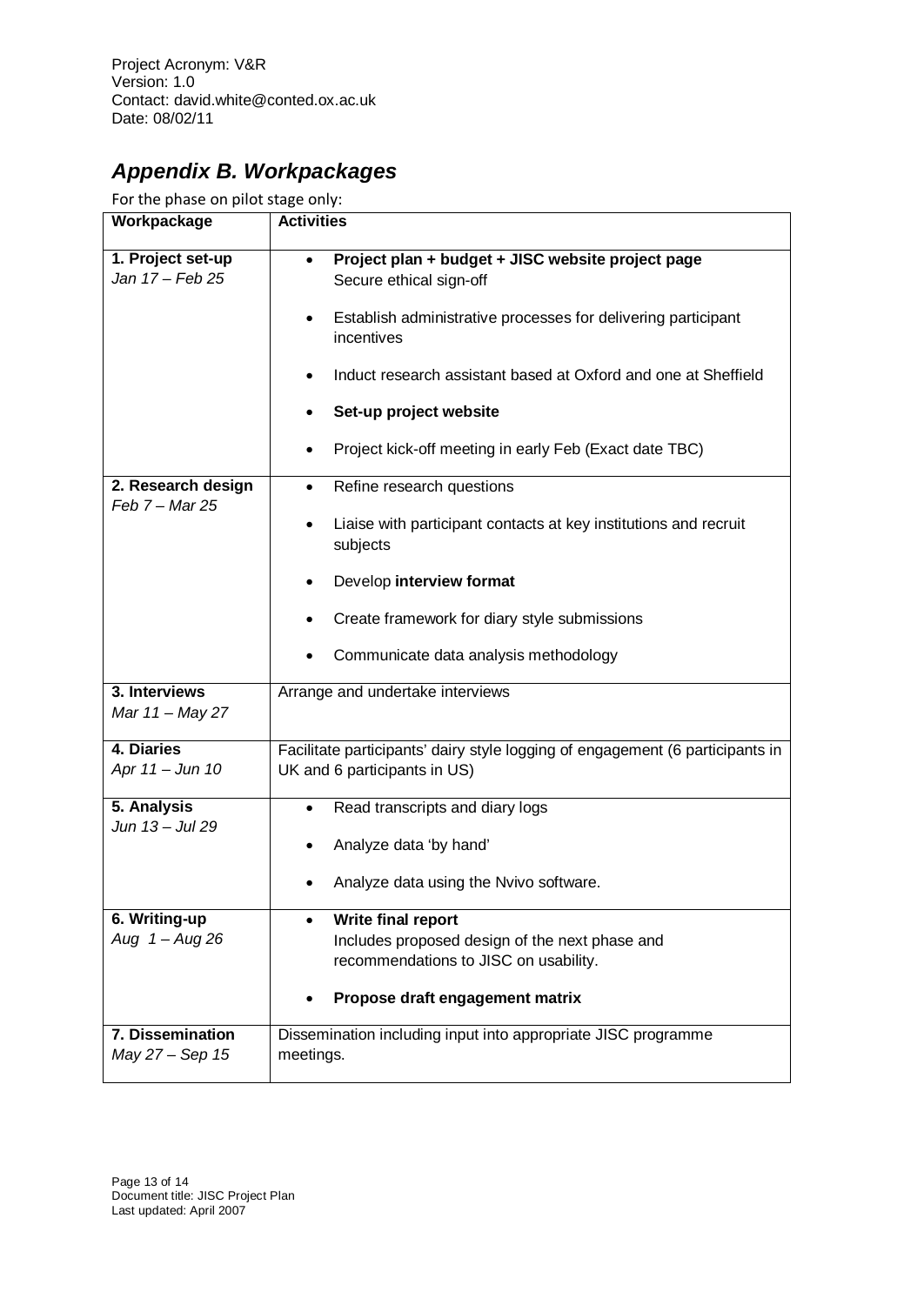Project Acronym: V&R
Version: 1.0
Contact: david.white@conted.ox.ac.uk
Date: 08/02/11

## *Appendix B. Workpackages*

For the phase on pilot stage only:

| Workpackage | Activities |
|---|---|
| **1. Project set-up**<br>*Jan 17 – Feb 25* | • **Project plan + budget + JISC website project page**<br>Secure ethical sign-off<br>• Establish administrative processes for delivering participant incentives<br>• Induct research assistant based at Oxford and one at Sheffield<br>• **Set-up project website**<br>• Project kick-off meeting in early Feb (Exact date TBC) |
| **2. Research design**<br>*Feb 7 – Mar 25* | • Refine research questions<br>• Liaise with participant contacts at key institutions and recruit subjects<br>• Develop **interview format**<br>• Create framework for diary style submissions<br>• Communicate data analysis methodology |
| **3. Interviews**<br>*Mar 11 – May 27* | Arrange and undertake interviews |
| **4. Diaries**<br>*Apr 11 – Jun 10* | Facilitate participants' dairy style logging of engagement (6 participants in UK and 6 participants in US) |
| **5. Analysis**<br>*Jun 13 – Jul 29* | • Read transcripts and diary logs<br>• Analyze data 'by hand'<br>• Analyze data using the Nvivo software. |
| **6. Writing-up**<br>*Aug 1 – Aug 26* | • **Write final report**<br>Includes proposed design of the next phase and recommendations to JISC on usability.<br>• **Propose draft engagement matrix** |
| **7. Dissemination**<br>*May 27 – Sep 15* | Dissemination including input into appropriate JISC programme meetings. |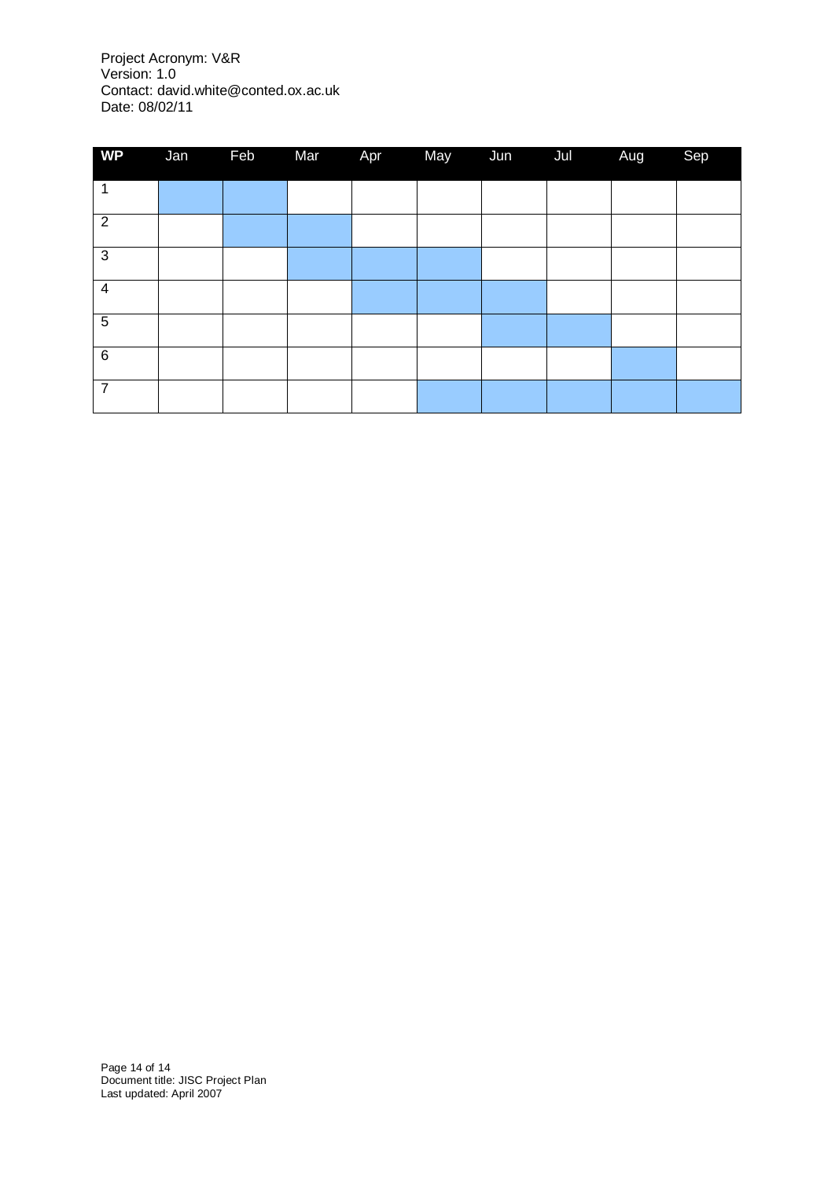| WP | Jan | Feb | Mar | Apr | May | Jun | Jul | Aug | Sep |
|---|---|---|---|---|---|---|---|---|---|
| 1 | | | | | | | | | |
| 2 | | | | | | | | | |
| 3 | | | | | | | | | |
| 4 | | | | | | | | | |
| 5 | | | | | | | | | |
| 6 | | | | | | | | | |
| 7 | | | | | | | | | |